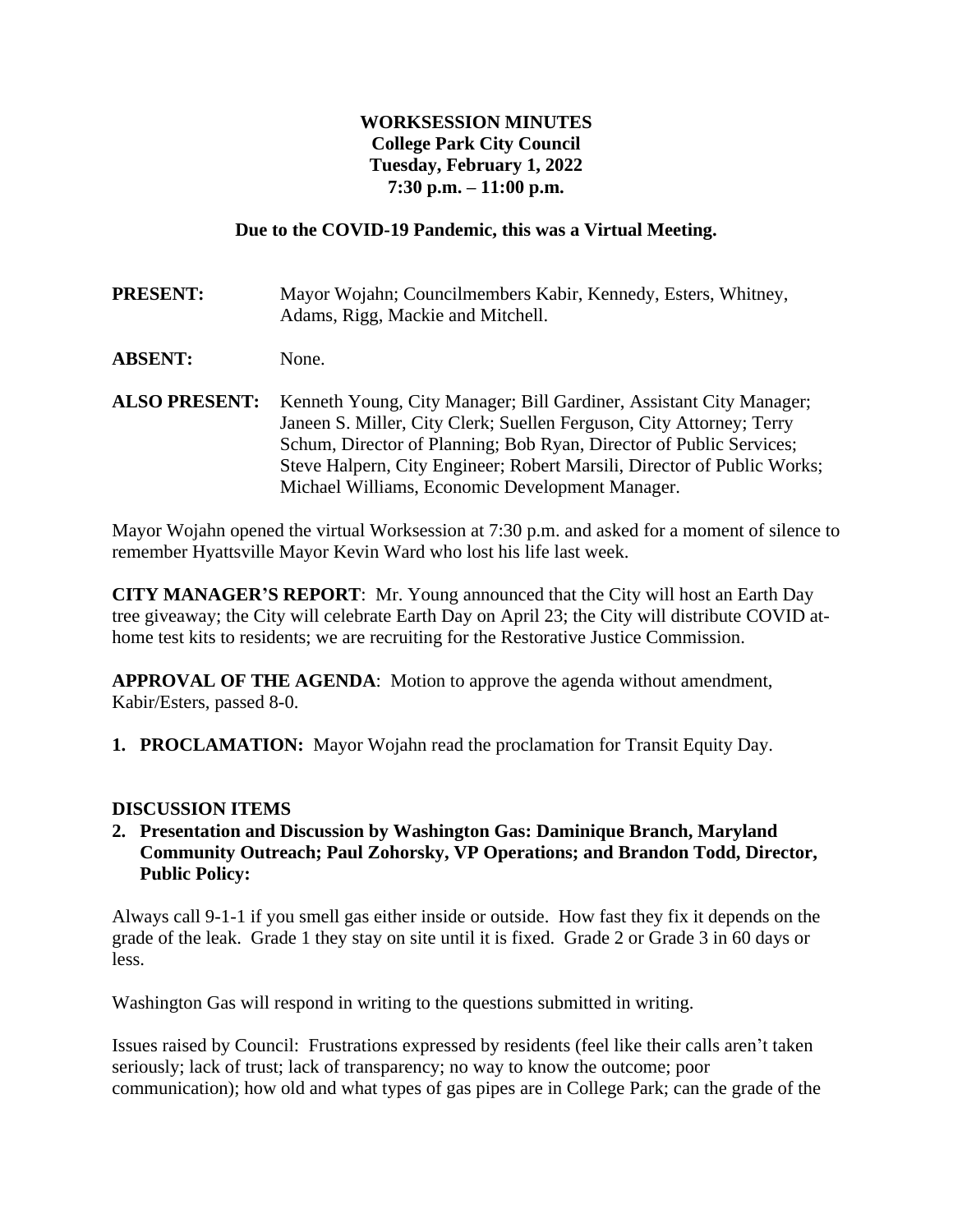**WORKSESSION MINUTES**
**College Park City Council**
**Tuesday, February 1, 2022**
**7:30 p.m. – 11:00 p.m.**

**Due to the COVID-19 Pandemic, this was a Virtual Meeting.**

**PRESENT:** Mayor Wojahn; Councilmembers Kabir, Kennedy, Esters, Whitney, Adams, Rigg, Mackie and Mitchell.

**ABSENT:** None.

**ALSO PRESENT:** Kenneth Young, City Manager; Bill Gardiner, Assistant City Manager; Janeen S. Miller, City Clerk; Suellen Ferguson, City Attorney; Terry Schum, Director of Planning; Bob Ryan, Director of Public Services; Steve Halpern, City Engineer; Robert Marsili, Director of Public Works; Michael Williams, Economic Development Manager.

Mayor Wojahn opened the virtual Worksession at 7:30 p.m. and asked for a moment of silence to remember Hyattsville Mayor Kevin Ward who lost his life last week.

**CITY MANAGER'S REPORT**: Mr. Young announced that the City will host an Earth Day tree giveaway; the City will celebrate Earth Day on April 23; the City will distribute COVID at-home test kits to residents; we are recruiting for the Restorative Justice Commission.

**APPROVAL OF THE AGENDA**: Motion to approve the agenda without amendment, Kabir/Esters, passed 8-0.

1. **PROCLAMATION:** Mayor Wojahn read the proclamation for Transit Equity Day.

**DISCUSSION ITEMS**

2. **Presentation and Discussion by Washington Gas: Daminique Branch, Maryland Community Outreach; Paul Zohorsky, VP Operations; and Brandon Todd, Director, Public Policy:**

Always call 9-1-1 if you smell gas either inside or outside. How fast they fix it depends on the grade of the leak. Grade 1 they stay on site until it is fixed. Grade 2 or Grade 3 in 60 days or less.

Washington Gas will respond in writing to the questions submitted in writing.

Issues raised by Council: Frustrations expressed by residents (feel like their calls aren't taken seriously; lack of trust; lack of transparency; no way to know the outcome; poor communication); how old and what types of gas pipes are in College Park; can the grade of the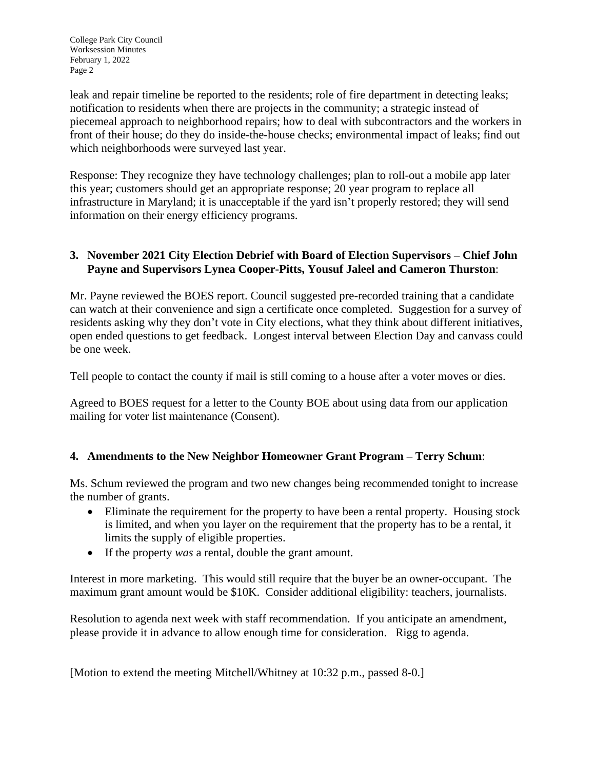leak and repair timeline be reported to the residents; role of fire department in detecting leaks; notification to residents when there are projects in the community; a strategic instead of piecemeal approach to neighborhood repairs; how to deal with subcontractors and the workers in front of their house; do they do inside-the-house checks; environmental impact of leaks; find out which neighborhoods were surveyed last year.

Response: They recognize they have technology challenges; plan to roll-out a mobile app later this year; customers should get an appropriate response; 20 year program to replace all infrastructure in Maryland; it is unacceptable if the yard isn't properly restored; they will send information on their energy efficiency programs.

**3. November 2021 City Election Debrief with Board of Election Supervisors – Chief John Payne and Supervisors Lynea Cooper-Pitts, Yousuf Jaleel and Cameron Thurston**:

Mr. Payne reviewed the BOES report. Council suggested pre-recorded training that a candidate can watch at their convenience and sign a certificate once completed. Suggestion for a survey of residents asking why they don't vote in City elections, what they think about different initiatives, open ended questions to get feedback. Longest interval between Election Day and canvass could be one week.

Tell people to contact the county if mail is still coming to a house after a voter moves or dies.

Agreed to BOES request for a letter to the County BOE about using data from our application mailing for voter list maintenance (Consent).

**4. Amendments to the New Neighbor Homeowner Grant Program – Terry Schum**:

Ms. Schum reviewed the program and two new changes being recommended tonight to increase the number of grants.

- Eliminate the requirement for the property to have been a rental property. Housing stock is limited, and when you layer on the requirement that the property has to be a rental, it limits the supply of eligible properties.
- If the property *was* a rental, double the grant amount.

Interest in more marketing. This would still require that the buyer be an owner-occupant. The maximum grant amount would be $10K. Consider additional eligibility: teachers, journalists.

Resolution to agenda next week with staff recommendation. If you anticipate an amendment, please provide it in advance to allow enough time for consideration. Rigg to agenda.

[Motion to extend the meeting Mitchell/Whitney at 10:32 p.m., passed 8-0.]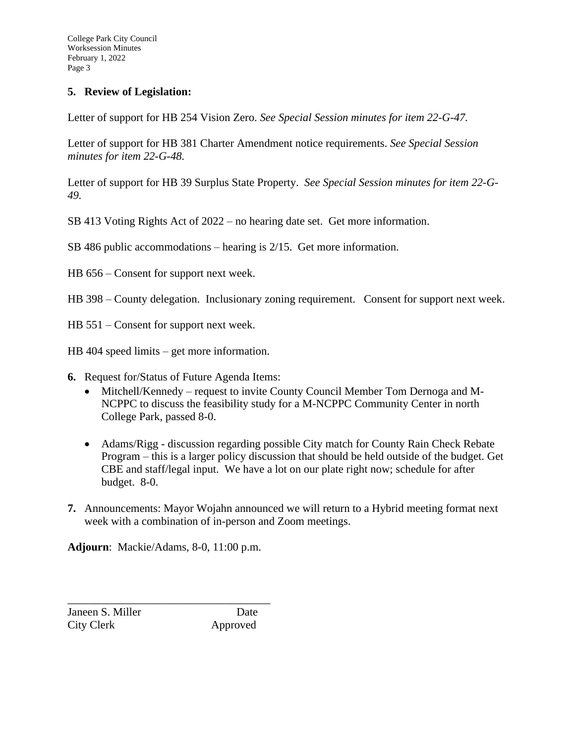## 5. Review of Legislation:

Letter of support for HB 254 Vision Zero. *See Special Session minutes for item 22-G-47.*

Letter of support for HB 381 Charter Amendment notice requirements. *See Special Session minutes for item 22-G-48.*

Letter of support for HB 39 Surplus State Property. *See Special Session minutes for item 22-G-49.*

SB 413 Voting Rights Act of 2022 – no hearing date set. Get more information.

SB 486 public accommodations – hearing is 2/15. Get more information.

HB 656 – Consent for support next week.

HB 398 – County delegation. Inclusionary zoning requirement. Consent for support next week.

HB 551 – Consent for support next week.

HB 404 speed limits – get more information.

**6.** Request for/Status of Future Agenda Items:

- Mitchell/Kennedy – request to invite County Council Member Tom Dernoga and M-NCPPC to discuss the feasibility study for a M-NCPPC Community Center in north College Park, passed 8-0.
- Adams/Rigg - discussion regarding possible City match for County Rain Check Rebate Program – this is a larger policy discussion that should be held outside of the budget. Get CBE and staff/legal input. We have a lot on our plate right now; schedule for after budget. 8-0.

**7.** Announcements: Mayor Wojahn announced we will return to a Hybrid meeting format next week with a combination of in-person and Zoom meetings.

**Adjourn**: Mackie/Adams, 8-0, 11:00 p.m.

_____________________________________

Janeen S. Miller Date
City Clerk Approved